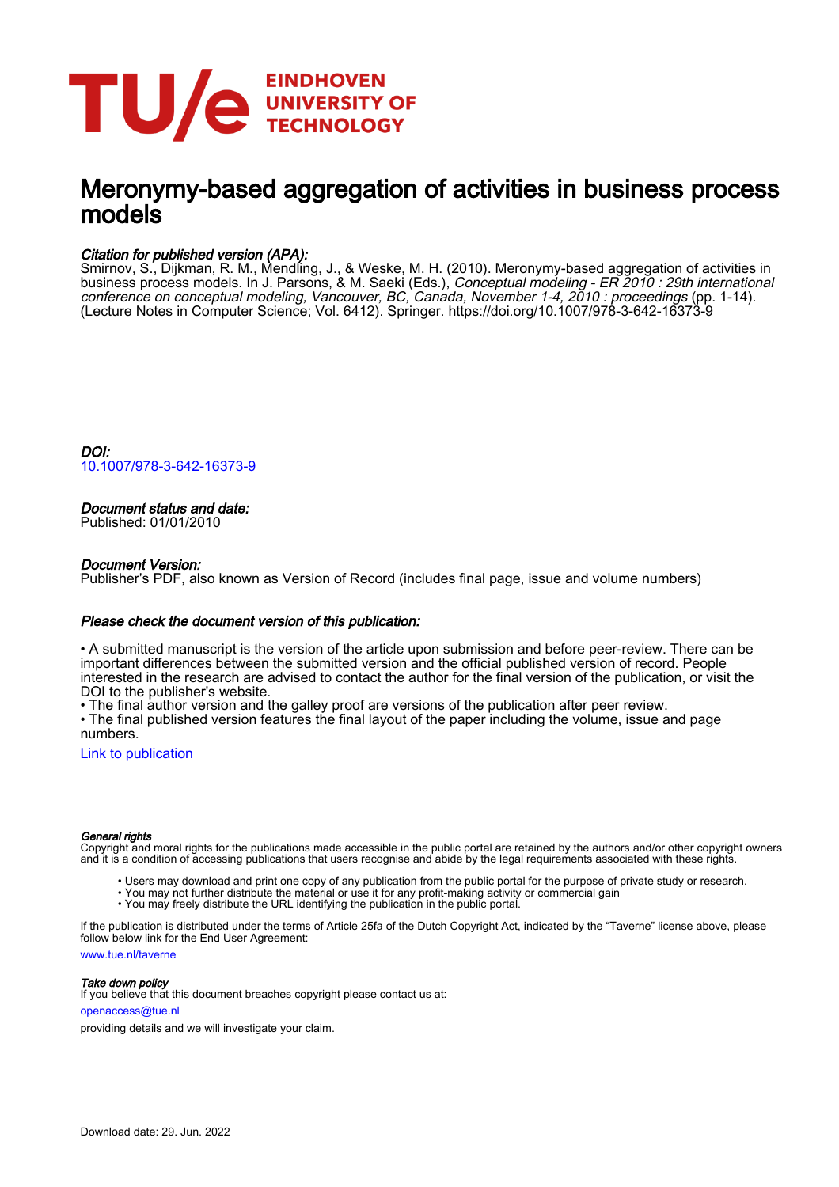# Meronymy-based aggregation of activities in business process models

*Citation for published version (APA):*
Smirnov, S., Dijkman, R. M., Mendling, J., & Weske, M. H. (2010). Meronymy-based aggregation of activities in business process models. In J. Parsons, & M. Saeki (Eds.), *Conceptual modeling - ER 2010 : 29th international conference on conceptual modeling, Vancouver, BC, Canada, November 1-4, 2010 : proceedings* (pp. 1-14). (Lecture Notes in Computer Science; Vol. 6412). Springer. https://doi.org/10.1007/978-3-642-16373-9

*DOI:*
10.1007/978-3-642-16373-9

*Document status and date:*
Published: 01/01/2010

*Document Version:*
Publisher's PDF, also known as Version of Record (includes final page, issue and volume numbers)

*Please check the document version of this publication:*

• A submitted manuscript is the version of the article upon submission and before peer-review. There can be important differences between the submitted version and the official published version of record. People interested in the research are advised to contact the author for the final version of the publication, or visit the DOI to the publisher's website.
• The final author version and the galley proof are versions of the publication after peer review.
• The final published version features the final layout of the paper including the volume, issue and page numbers.

Link to publication

*General rights*
Copyright and moral rights for the publications made accessible in the public portal are retained by the authors and/or other copyright owners and it is a condition of accessing publications that users recognise and abide by the legal requirements associated with these rights.

• Users may download and print one copy of any publication from the public portal for the purpose of private study or research.
• You may not further distribute the material or use it for any profit-making activity or commercial gain
• You may freely distribute the URL identifying the publication in the public portal.

If the publication is distributed under the terms of Article 25fa of the Dutch Copyright Act, indicated by the "Taverne" license above, please follow below link for the End User Agreement:

www.tue.nl/taverne

*Take down policy*
If you believe that this document breaches copyright please contact us at:

openaccess@tue.nl

providing details and we will investigate your claim.

Download date: 29. Jun. 2022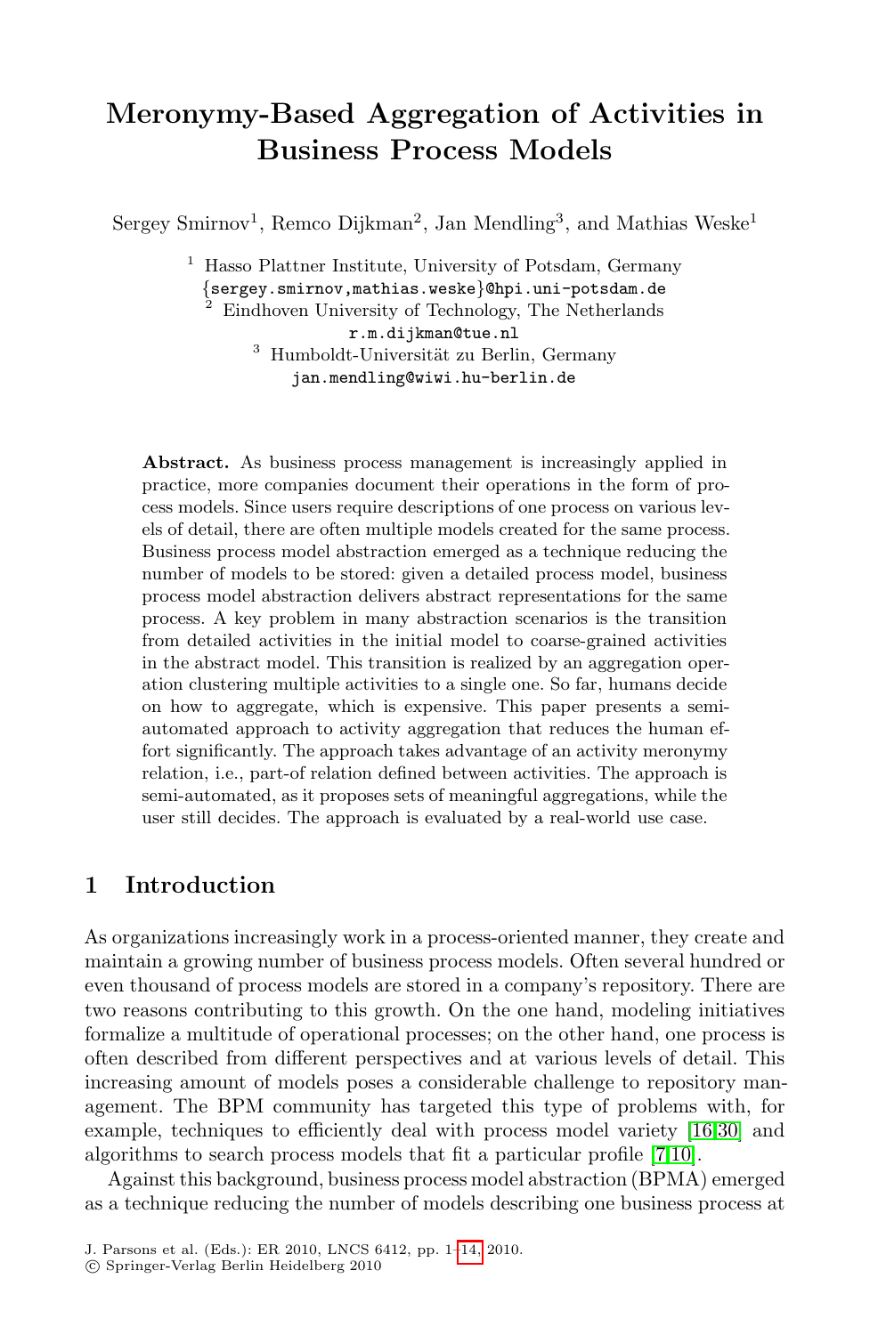# Meronymy-Based Aggregation of Activities in Business Process Models

Sergey Smirnov[1], Remco Dijkman[2], Jan Mendling[3], and Mathias Weske[1]

[1] Hasso Plattner Institute, University of Potsdam, Germany
{sergey.smirnov,mathias.weske}@hpi.uni-potsdam.de
[2] Eindhoven University of Technology, The Netherlands
r.m.dijkman@tue.nl
[3] Humboldt-Universität zu Berlin, Germany
jan.mendling@wiwi.hu-berlin.de

**Abstract.** As business process management is increasingly applied in practice, more companies document their operations in the form of process models. Since users require descriptions of one process on various levels of detail, there are often multiple models created for the same process. Business process model abstraction emerged as a technique reducing the number of models to be stored: given a detailed process model, business process model abstraction delivers abstract representations for the same process. A key problem in many abstraction scenarios is the transition from detailed activities in the initial model to coarse-grained activities in the abstract model. This transition is realized by an aggregation operation clustering multiple activities to a single one. So far, humans decide on how to aggregate, which is expensive. This paper presents a semi-automated approach to activity aggregation that reduces the human effort significantly. The approach takes advantage of an activity meronymy relation, i.e., part-of relation defined between activities. The approach is semi-automated, as it proposes sets of meaningful aggregations, while the user still decides. The approach is evaluated by a real-world use case.

## 1 Introduction

As organizations increasingly work in a process-oriented manner, they create and maintain a growing number of business process models. Often several hundred or even thousand of process models are stored in a company's repository. There are two reasons contributing to this growth. On the one hand, modeling initiatives formalize a multitude of operational processes; on the other hand, one process is often described from different perspectives and at various levels of detail. This increasing amount of models poses a considerable challenge to repository management. The BPM community has targeted this type of problems with, for example, techniques to efficiently deal with process model variety [16,30] and algorithms to search process models that fit a particular profile [7,10].

Against this background, business process model abstraction (BPMA) emerged as a technique reducing the number of models describing one business process at

J. Parsons et al. (Eds.): ER 2010, LNCS 6412, pp. 1–14, 2010.
© Springer-Verlag Berlin Heidelberg 2010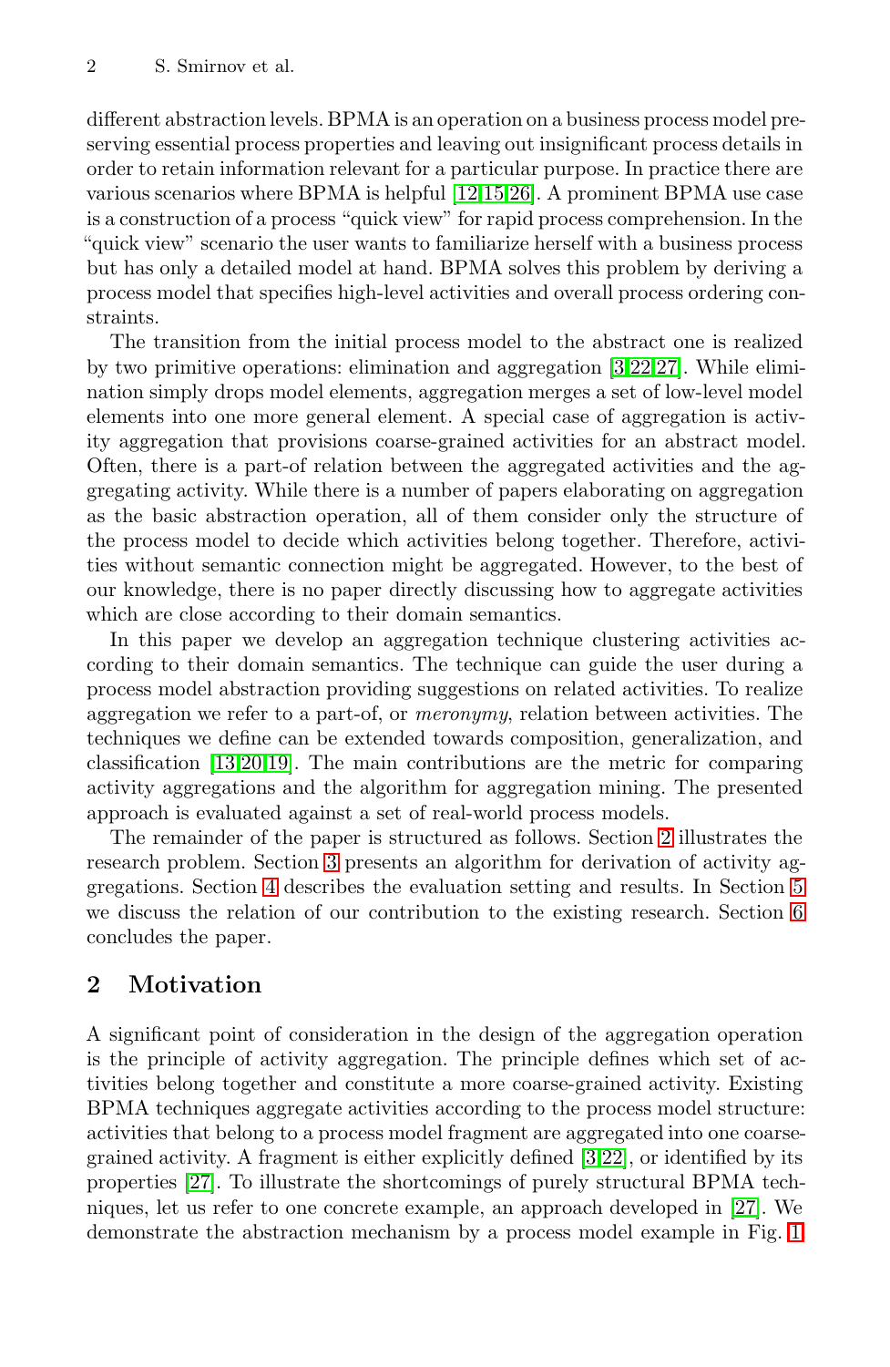different abstraction levels. BPMA is an operation on a business process model preserving essential process properties and leaving out insignificant process details in order to retain information relevant for a particular purpose. In practice there are various scenarios where BPMA is helpful [12,15,26]. A prominent BPMA use case is a construction of a process "quick view" for rapid process comprehension. In the "quick view" scenario the user wants to familiarize herself with a business process but has only a detailed model at hand. BPMA solves this problem by deriving a process model that specifies high-level activities and overall process ordering constraints.

The transition from the initial process model to the abstract one is realized by two primitive operations: elimination and aggregation [3,22,27]. While elimination simply drops model elements, aggregation merges a set of low-level model elements into one more general element. A special case of aggregation is activity aggregation that provisions coarse-grained activities for an abstract model. Often, there is a part-of relation between the aggregated activities and the aggregating activity. While there is a number of papers elaborating on aggregation as the basic abstraction operation, all of them consider only the structure of the process model to decide which activities belong together. Therefore, activities without semantic connection might be aggregated. However, to the best of our knowledge, there is no paper directly discussing how to aggregate activities which are close according to their domain semantics.

In this paper we develop an aggregation technique clustering activities according to their domain semantics. The technique can guide the user during a process model abstraction providing suggestions on related activities. To realize aggregation we refer to a part-of, or *meronymy*, relation between activities. The techniques we define can be extended towards composition, generalization, and classification [13,20,19]. The main contributions are the metric for comparing activity aggregations and the algorithm for aggregation mining. The presented approach is evaluated against a set of real-world process models.

The remainder of the paper is structured as follows. Section 2 illustrates the research problem. Section 3 presents an algorithm for derivation of activity aggregations. Section 4 describes the evaluation setting and results. In Section 5 we discuss the relation of our contribution to the existing research. Section 6 concludes the paper.

## 2 Motivation

A significant point of consideration in the design of the aggregation operation is the principle of activity aggregation. The principle defines which set of activities belong together and constitute a more coarse-grained activity. Existing BPMA techniques aggregate activities according to the process model structure: activities that belong to a process model fragment are aggregated into one coarse-grained activity. A fragment is either explicitly defined [3,22], or identified by its properties [27]. To illustrate the shortcomings of purely structural BPMA techniques, let us refer to one concrete example, an approach developed in [27]. We demonstrate the abstraction mechanism by a process model example in Fig. 1.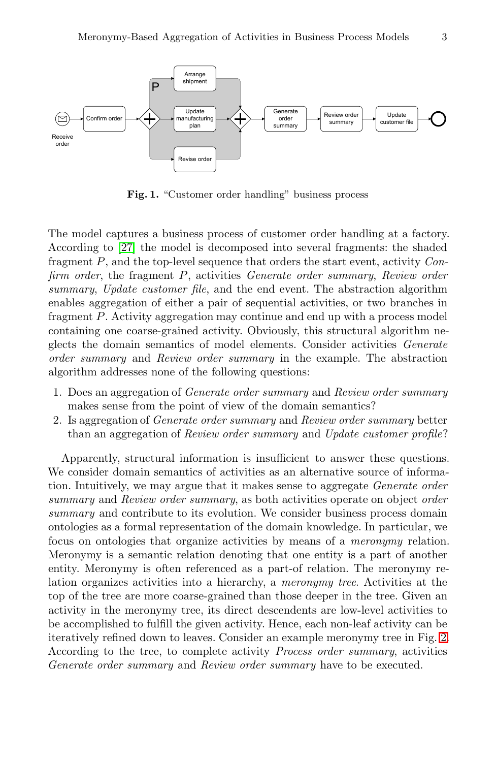Fig. 1. "Customer order handling" business process

The model captures a business process of customer order handling at a factory. According to [27] the model is decomposed into several fragments: the shaded fragment $P$, and the top-level sequence that orders the start event, activity *Confirm order*, the fragment $P$, activities *Generate order summary*, *Review order summary*, *Update customer file*, and the end event. The abstraction algorithm enables aggregation of either a pair of sequential activities, or two branches in fragment $P$. Activity aggregation may continue and end up with a process model containing one coarse-grained activity. Obviously, this structural algorithm neglects the domain semantics of model elements. Consider activities *Generate order summary* and *Review order summary* in the example. The abstraction algorithm addresses none of the following questions:

1. Does an aggregation of *Generate order summary* and *Review order summary* makes sense from the point of view of the domain semantics?
2. Is aggregation of *Generate order summary* and *Review order summary* better than an aggregation of *Review order summary* and *Update customer profile*?

Apparently, structural information is insufficient to answer these questions. We consider domain semantics of activities as an alternative source of information. Intuitively, we may argue that it makes sense to aggregate *Generate order summary* and *Review order summary*, as both activities operate on object *order summary* and contribute to its evolution. We consider business process domain ontologies as a formal representation of the domain knowledge. In particular, we focus on ontologies that organize activities by means of a *meronymy* relation. Meronymy is a semantic relation denoting that one entity is a part of another entity. Meronymy is often referenced as a part-of relation. The meronymy relation organizes activities into a hierarchy, a *meronymy tree*. Activities at the top of the tree are more coarse-grained than those deeper in the tree. Given an activity in the meronymy tree, its direct descendents are low-level activities to be accomplished to fulfill the given activity. Hence, each non-leaf activity can be iteratively refined down to leaves. Consider an example meronymy tree in Fig. 2. According to the tree, to complete activity *Process order summary*, activities *Generate order summary* and *Review order summary* have to be executed.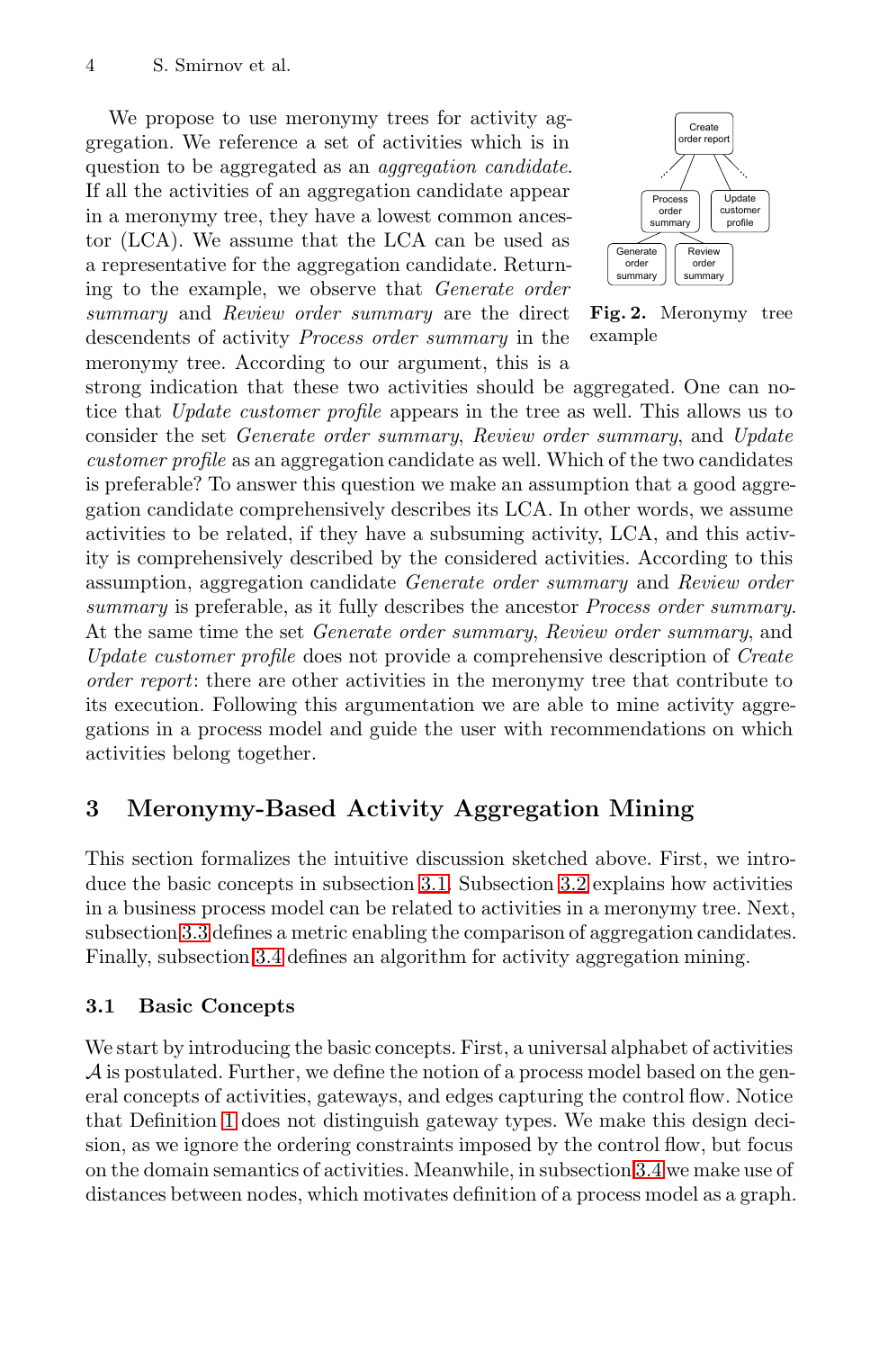We propose to use meronymy trees for activity aggregation. We reference a set of activities which is in question to be aggregated as an *aggregation candidate*. If all the activities of an aggregation candidate appear in a meronymy tree, they have a lowest common ancestor (LCA). We assume that the LCA can be used as a representative for the aggregation candidate. Returning to the example, we observe that *Generate order summary* and *Review order summary* are the direct descendents of activity *Process order summary* in the meronymy tree. According to our argument, this is a strong indication that these two activities should be aggregated. One can notice that *Update customer profile* appears in the tree as well. This allows us to consider the set *Generate order summary*, *Review order summary*, and *Update customer profile* as an aggregation candidate as well. Which of the two candidates is preferable? To answer this question we make an assumption that a good aggregation candidate comprehensively describes its LCA. In other words, we assume activities to be related, if they have a subsuming activity, LCA, and this activity is comprehensively described by the considered activities. According to this assumption, aggregation candidate *Generate order summary* and *Review order summary* is preferable, as it fully describes the ancestor *Process order summary*. At the same time the set *Generate order summary*, *Review order summary*, and *Update customer profile* does not provide a comprehensive description of *Create order report*: there are other activities in the meronymy tree that contribute to its execution. Following this argumentation we are able to mine activity aggregations in a process model and guide the user with recommendations on which activities belong together.

**Fig. 2.** Meronymy tree example

## 3 Meronymy-Based Activity Aggregation Mining

This section formalizes the intuitive discussion sketched above. First, we introduce the basic concepts in subsection 3.1. Subsection 3.2 explains how activities in a business process model can be related to activities in a meronymy tree. Next, subsection 3.3 defines a metric enabling the comparison of aggregation candidates. Finally, subsection 3.4 defines an algorithm for activity aggregation mining.

### 3.1 Basic Concepts

We start by introducing the basic concepts. First, a universal alphabet of activities $\mathcal{A}$ is postulated. Further, we define the notion of a process model based on the general concepts of activities, gateways, and edges capturing the control flow. Notice that Definition 1 does not distinguish gateway types. We make this design decision, as we ignore the ordering constraints imposed by the control flow, but focus on the domain semantics of activities. Meanwhile, in subsection 3.4 we make use of distances between nodes, which motivates definition of a process model as a graph.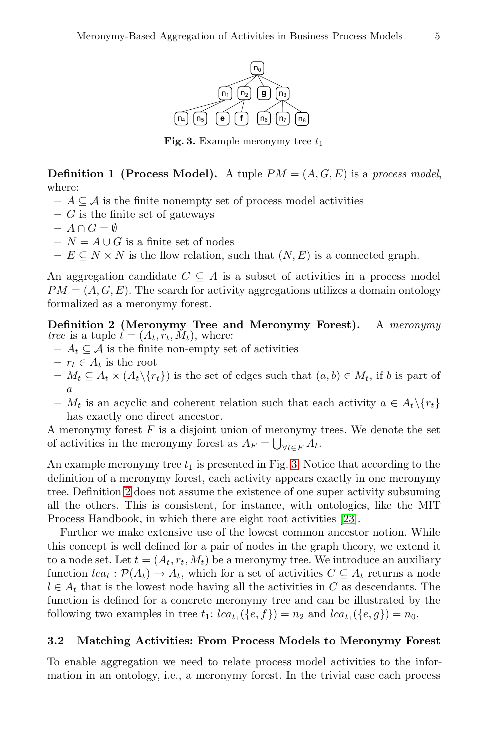Fig. 3. Example meronymy tree $t_1$

**Definition 1 (Process Model).** A tuple $PM = (A, G, E)$ is a *process model*, where:

- $A \subseteq \mathcal{A}$ is the finite nonempty set of process model activities
- $G$ is the finite set of gateways
- $A \cap G = \emptyset$
- $N = A \cup G$ is a finite set of nodes
- $E \subseteq N \times N$ is the flow relation, such that $(N, E)$ is a connected graph.

An aggregation candidate $C \subseteq A$ is a subset of activities in a process model $PM = (A, G, E)$. The search for activity aggregations utilizes a domain ontology formalized as a meronymy forest.

**Definition 2 (Meronymy Tree and Meronymy Forest).** A *meronymy tree* is a tuple $t = (A_t, r_t, M_t)$, where:

- $A_t \subseteq \mathcal{A}$ is the finite non-empty set of activities
- $r_t \in A_t$ is the root
- $M_t \subseteq A_t \times (A_t \backslash \{r_t\})$ is the set of edges such that $(a, b) \in M_t$, if $b$ is part of $a$
- $M_t$ is an acyclic and coherent relation such that each activity $a \in A_t \backslash \{r_t\}$ has exactly one direct ancestor.

A meronymy forest $F$ is a disjoint union of meronymy trees. We denote the set of activities in the meronymy forest as $A_F = \bigcup_{\forall t \in F} A_t$.

An example meronymy tree $t_1$ is presented in Fig. 3. Notice that according to the definition of a meronymy forest, each activity appears exactly in one meronymy tree. Definition 2 does not assume the existence of one super activity subsuming all the others. This is consistent, for instance, with ontologies, like the MIT Process Handbook, in which there are eight root activities [23].

Further we make extensive use of the lowest common ancestor notion. While this concept is well defined for a pair of nodes in the graph theory, we extend it to a node set. Let $t = (A_t, r_t, M_t)$ be a meronymy tree. We introduce an auxiliary function $lca_t : \mathcal{P}(A_t) \rightarrow A_t$, which for a set of activities $C \subseteq A_t$ returns a node $l \in A_t$ that is the lowest node having all the activities in $C$ as descendants. The function is defined for a concrete meronymy tree and can be illustrated by the following two examples in tree $t_1$: $lca_{t_1}(\{e, f\}) = n_2$ and $lca_{t_1}(\{e, g\}) = n_0$.

### 3.2 Matching Activities: From Process Models to Meronymy Forest

To enable aggregation we need to relate process model activities to the information in an ontology, i.e., a meronymy forest. In the trivial case each process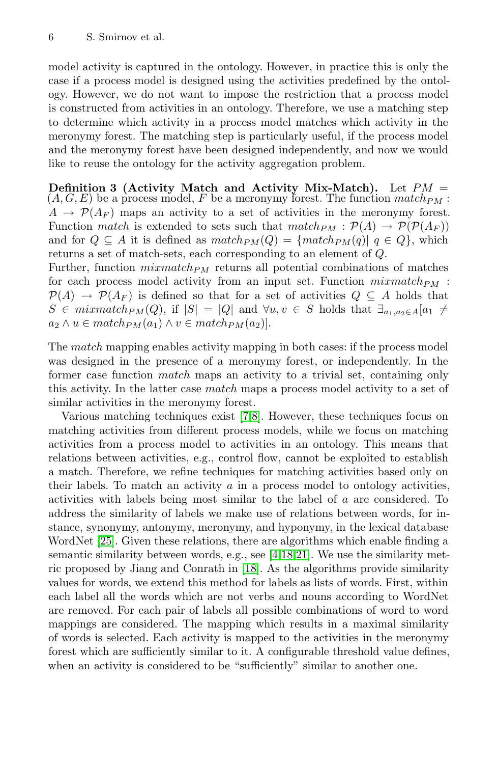model activity is captured in the ontology. However, in practice this is only the case if a process model is designed using the activities predefined by the ontology. However, we do not want to impose the restriction that a process model is constructed from activities in an ontology. Therefore, we use a matching step to determine which activity in a process model matches which activity in the meronymy forest. The matching step is particularly useful, if the process model and the meronymy forest have been designed independently, and now we would like to reuse the ontology for the activity aggregation problem.

**Definition 3 (Activity Match and Activity Mix-Match).** Let $PM = (A, G, E)$ be a process model, $F$ be a meronymy forest. The function $match_{PM} : A \rightarrow \mathcal{P}(A_F)$ maps an activity to a set of activities in the meronymy forest. Function $match$ is extended to sets such that $match_{PM} : \mathcal{P}(A) \rightarrow \mathcal{P}(\mathcal{P}(A_F))$ and for $Q \subseteq A$ it is defined as $match_{PM}(Q) = \{match_{PM}(q) | \ q \in Q\}$, which returns a set of match-sets, each corresponding to an element of $Q$.
Further, function $mixmatch_{PM}$ returns all potential combinations of matches for each process model activity from an input set. Function $mixmatch_{PM} : \mathcal{P}(A) \rightarrow \mathcal{P}(A_F)$ is defined so that for a set of activities $Q \subseteq A$ holds that $S \in mixmatch_{PM}(Q)$, if $|S| = |Q|$ and $\forall u, v \in S$ holds that $\exists_{a_1, a_2 \in A}[a_1 \neq a_2 \wedge u \in match_{PM}(a_1) \wedge v \in match_{PM}(a_2)]$.

The *match* mapping enables activity mapping in both cases: if the process model was designed in the presence of a meronymy forest, or independently. In the former case function *match* maps an activity to a trivial set, containing only this activity. In the latter case *match* maps a process model activity to a set of similar activities in the meronymy forest.

Various matching techniques exist [7,8]. However, these techniques focus on matching activities from different process models, while we focus on matching activities from a process model to activities in an ontology. This means that relations between activities, e.g., control flow, cannot be exploited to establish a match. Therefore, we refine techniques for matching activities based only on their labels. To match an activity $a$ in a process model to ontology activities, activities with labels being most similar to the label of $a$ are considered. To address the similarity of labels we make use of relations between words, for instance, synonymy, antonymy, meronymy, and hyponymy, in the lexical database WordNet [25]. Given these relations, there are algorithms which enable finding a semantic similarity between words, e.g., see [4,18,21]. We use the similarity metric proposed by Jiang and Conrath in [18]. As the algorithms provide similarity values for words, we extend this method for labels as lists of words. First, within each label all the words which are not verbs and nouns according to WordNet are removed. For each pair of labels all possible combinations of word to word mappings are considered. The mapping which results in a maximal similarity of words is selected. Each activity is mapped to the activities in the meronymy forest which are sufficiently similar to it. A configurable threshold value defines, when an activity is considered to be "sufficiently" similar to another one.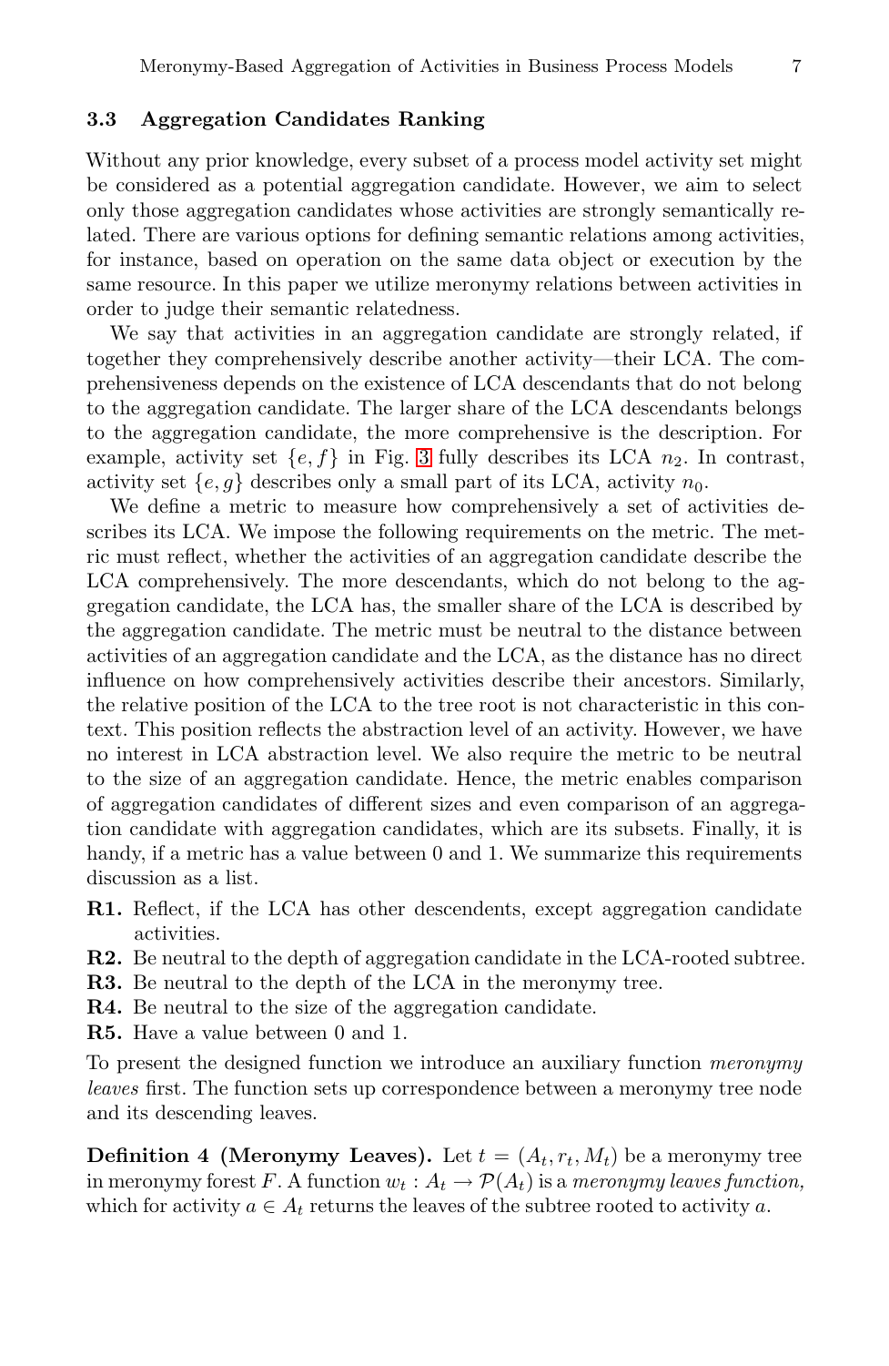### 3.3 Aggregation Candidates Ranking

Without any prior knowledge, every subset of a process model activity set might be considered as a potential aggregation candidate. However, we aim to select only those aggregation candidates whose activities are strongly semantically related. There are various options for defining semantic relations among activities, for instance, based on operation on the same data object or execution by the same resource. In this paper we utilize meronymy relations between activities in order to judge their semantic relatedness.

We say that activities in an aggregation candidate are strongly related, if together they comprehensively describe another activity—their LCA. The comprehensiveness depends on the existence of LCA descendants that do not belong to the aggregation candidate. The larger share of the LCA descendants belongs to the aggregation candidate, the more comprehensive is the description. For example, activity set $\{e, f\}$ in Fig. 3 fully describes its LCA $n_2$. In contrast, activity set $\{e, g\}$ describes only a small part of its LCA, activity $n_0$.

We define a metric to measure how comprehensively a set of activities describes its LCA. We impose the following requirements on the metric. The metric must reflect, whether the activities of an aggregation candidate describe the LCA comprehensively. The more descendants, which do not belong to the aggregation candidate, the LCA has, the smaller share of the LCA is described by the aggregation candidate. The metric must be neutral to the distance between activities of an aggregation candidate and the LCA, as the distance has no direct influence on how comprehensively activities describe their ancestors. Similarly, the relative position of the LCA to the tree root is not characteristic in this context. This position reflects the abstraction level of an activity. However, we have no interest in LCA abstraction level. We also require the metric to be neutral to the size of an aggregation candidate. Hence, the metric enables comparison of aggregation candidates of different sizes and even comparison of an aggregation candidate with aggregation candidates, which are its subsets. Finally, it is handy, if a metric has a value between 0 and 1. We summarize this requirements discussion as a list.

- **R1.** Reflect, if the LCA has other descendents, except aggregation candidate activities.
- **R2.** Be neutral to the depth of aggregation candidate in the LCA-rooted subtree.
- **R3.** Be neutral to the depth of the LCA in the meronymy tree.
- **R4.** Be neutral to the size of the aggregation candidate.
- **R5.** Have a value between 0 and 1.

To present the designed function we introduce an auxiliary function *meronymy leaves* first. The function sets up correspondence between a meronymy tree node and its descending leaves.

**Definition 4 (Meronymy Leaves).** Let $t = (A_t, r_t, M_t)$ be a meronymy tree in meronymy forest $F$. A function $w_t : A_t \to \mathcal{P}(A_t)$ is a *meronymy leaves function,* which for activity $a \in A_t$ returns the leaves of the subtree rooted to activity $a$.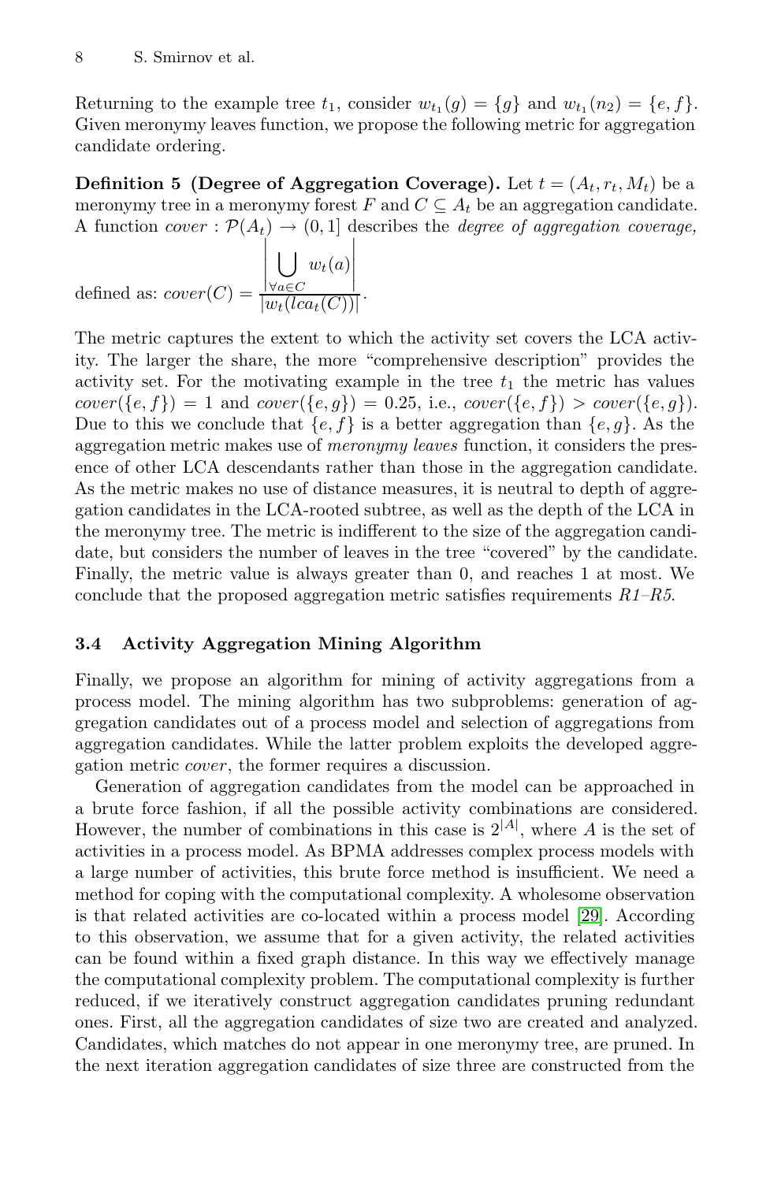Returning to the example tree $t_1$, consider $w_{t_1}(g) = \{g\}$ and $w_{t_1}(n_2) = \{e, f\}$. Given meronymy leaves function, we propose the following metric for aggregation candidate ordering.

**Definition 5 (Degree of Aggregation Coverage).** Let $t = (A_t, r_t, M_t)$ be a meronymy tree in a meronymy forest $F$ and $C \subseteq A_t$ be an aggregation candidate. A function $cover : \mathcal{P}(A_t) \rightarrow (0, 1]$ describes the *degree of aggregation coverage,* defined as: $cover(C) = \frac{\left|\bigcup\limits_{\forall a \in C} w_t(a)\right|}{|w_t(lca_t(C))|}$.

The metric captures the extent to which the activity set covers the LCA activity. The larger the share, the more "comprehensive description" provides the activity set. For the motivating example in the tree $t_1$ the metric has values $cover(\{e, f\}) = 1$ and $cover(\{e, g\}) = 0.25$, i.e., $cover(\{e, f\}) > cover(\{e, g\})$. Due to this we conclude that $\{e, f\}$ is a better aggregation than $\{e, g\}$. As the aggregation metric makes use of *meronymy leaves* function, it considers the presence of other LCA descendants rather than those in the aggregation candidate. As the metric makes no use of distance measures, it is neutral to depth of aggregation candidates in the LCA-rooted subtree, as well as the depth of the LCA in the meronymy tree. The metric is indifferent to the size of the aggregation candidate, but considers the number of leaves in the tree "covered" by the candidate. Finally, the metric value is always greater than 0, and reaches 1 at most. We conclude that the proposed aggregation metric satisfies requirements *R1–R5*.

### 3.4 Activity Aggregation Mining Algorithm

Finally, we propose an algorithm for mining of activity aggregations from a process model. The mining algorithm has two subproblems: generation of aggregation candidates out of a process model and selection of aggregations from aggregation candidates. While the latter problem exploits the developed aggregation metric *cover*, the former requires a discussion.

Generation of aggregation candidates from the model can be approached in a brute force fashion, if all the possible activity combinations are considered. However, the number of combinations in this case is $2^{|A|}$, where $A$ is the set of activities in a process model. As BPMA addresses complex process models with a large number of activities, this brute force method is insufficient. We need a method for coping with the computational complexity. A wholesome observation is that related activities are co-located within a process model [29]. According to this observation, we assume that for a given activity, the related activities can be found within a fixed graph distance. In this way we effectively manage the computational complexity problem. The computational complexity is further reduced, if we iteratively construct aggregation candidates pruning redundant ones. First, all the aggregation candidates of size two are created and analyzed. Candidates, which matches do not appear in one meronymy tree, are pruned. In the next iteration aggregation candidates of size three are constructed from the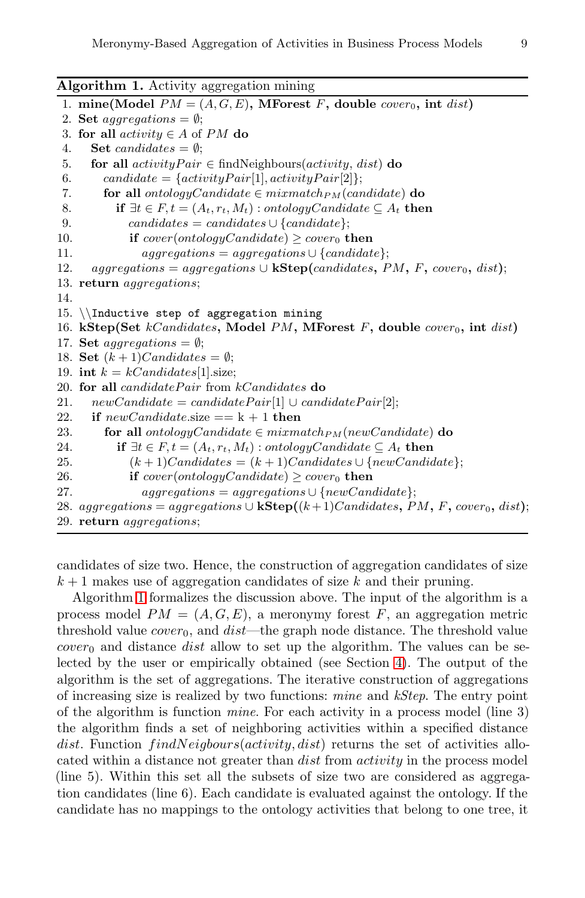**Algorithm 1.** Activity aggregation mining

```
1.  mine(Model PM = (A, G, E), MForest F, double cover_0, int dist)
2.  Set aggregations = ∅;
3.  for all activity ∈ A of PM do
4.    Set candidates = ∅;
5.    for all activityPair ∈ findNeighbours(activity, dist) do
6.      candidate = {activityPair[1], activityPair[2]};
7.      for all ontologyCandidate ∈ mixmatch_PM(candidate) do
8.        if ∃t ∈ F, t = (A_t, r_t, M_t) : ontologyCandidate ⊆ A_t then
9.          candidates = candidates ∪ {candidate};
10.         if cover(ontologyCandidate) ≥ cover_0 then
11.           aggregations = aggregations ∪ {candidate};
12.   aggregations = aggregations ∪ kStep(candidates, PM, F, cover_0, dist);
13. return aggregations;
14.
15. \\Inductive step of aggregation mining
16. kStep(Set kCandidates, Model PM, MForest F, double cover_0, int dist)
17. Set aggregations = ∅;
18. Set (k+1)Candidates = ∅;
19. int k = kCandidates[1].size;
20. for all candidatePair from kCandidates do
21.   newCandidate = candidatePair[1] ∪ candidatePair[2];
22.   if newCandidate.size == k + 1 then
23.     for all ontologyCandidate ∈ mixmatch_PM(newCandidate) do
24.       if ∃t ∈ F, t = (A_t, r_t, M_t) : ontologyCandidate ⊆ A_t then
25.         (k+1)Candidates = (k+1)Candidates ∪ {newCandidate};
26.         if cover(ontologyCandidate) ≥ cover_0 then
27.           aggregations = aggregations ∪ {newCandidate};
28. aggregations = aggregations ∪ kStep((k+1)Candidates, PM, F, cover_0, dist);
29. return aggregations;
```

candidates of size two. Hence, the construction of aggregation candidates of size $k+1$ makes use of aggregation candidates of size $k$ and their pruning.

Algorithm 1 formalizes the discussion above. The input of the algorithm is a process model $PM = (A, G, E)$, a meronymy forest $F$, an aggregation metric threshold value $cover_0$, and *dist*—the graph node distance. The threshold value $cover_0$ and distance *dist* allow to set up the algorithm. The values can be selected by the user or empirically obtained (see Section 4). The output of the algorithm is the set of aggregations. The iterative construction of aggregations of increasing size is realized by two functions: *mine* and *kStep*. The entry point of the algorithm is function *mine*. For each activity in a process model (line 3) the algorithm finds a set of neighboring activities within a specified distance *dist*. Function $findNeigbours(activity, dist)$ returns the set of activities allocated within a distance not greater than *dist* from *activity* in the process model (line 5). Within this set all the subsets of size two are considered as aggregation candidates (line 6). Each candidate is evaluated against the ontology. If the candidate has no mappings to the ontology activities that belong to one tree, it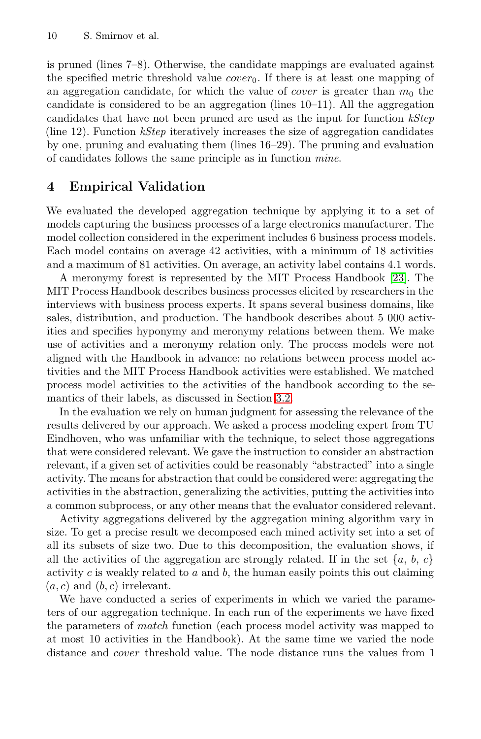is pruned (lines 7–8). Otherwise, the candidate mappings are evaluated against the specified metric threshold value $cover_0$. If there is at least one mapping of an aggregation candidate, for which the value of *cover* is greater than $m_0$ the candidate is considered to be an aggregation (lines 10–11). All the aggregation candidates that have not been pruned are used as the input for function *kStep* (line 12). Function *kStep* iteratively increases the size of aggregation candidates by one, pruning and evaluating them (lines 16–29). The pruning and evaluation of candidates follows the same principle as in function *mine*.

## 4 Empirical Validation

We evaluated the developed aggregation technique by applying it to a set of models capturing the business processes of a large electronics manufacturer. The model collection considered in the experiment includes 6 business process models. Each model contains on average 42 activities, with a minimum of 18 activities and a maximum of 81 activities. On average, an activity label contains 4.1 words.

A meronymy forest is represented by the MIT Process Handbook [23]. The MIT Process Handbook describes business processes elicited by researchers in the interviews with business process experts. It spans several business domains, like sales, distribution, and production. The handbook describes about 5 000 activities and specifies hyponymy and meronymy relations between them. We make use of activities and a meronymy relation only. The process models were not aligned with the Handbook in advance: no relations between process model activities and the MIT Process Handbook activities were established. We matched process model activities to the activities of the handbook according to the semantics of their labels, as discussed in Section 3.2.

In the evaluation we rely on human judgment for assessing the relevance of the results delivered by our approach. We asked a process modeling expert from TU Eindhoven, who was unfamiliar with the technique, to select those aggregations that were considered relevant. We gave the instruction to consider an abstraction relevant, if a given set of activities could be reasonably "abstracted" into a single activity. The means for abstraction that could be considered were: aggregating the activities in the abstraction, generalizing the activities, putting the activities into a common subprocess, or any other means that the evaluator considered relevant.

Activity aggregations delivered by the aggregation mining algorithm vary in size. To get a precise result we decomposed each mined activity set into a set of all its subsets of size two. Due to this decomposition, the evaluation shows, if all the activities of the aggregation are strongly related. If in the set $\{a, b, c\}$ activity $c$ is weakly related to $a$ and $b$, the human easily points this out claiming $(a, c)$ and $(b, c)$ irrelevant.

We have conducted a series of experiments in which we varied the parameters of our aggregation technique. In each run of the experiments we have fixed the parameters of *match* function (each process model activity was mapped to at most 10 activities in the Handbook). At the same time we varied the node distance and *cover* threshold value. The node distance runs the values from 1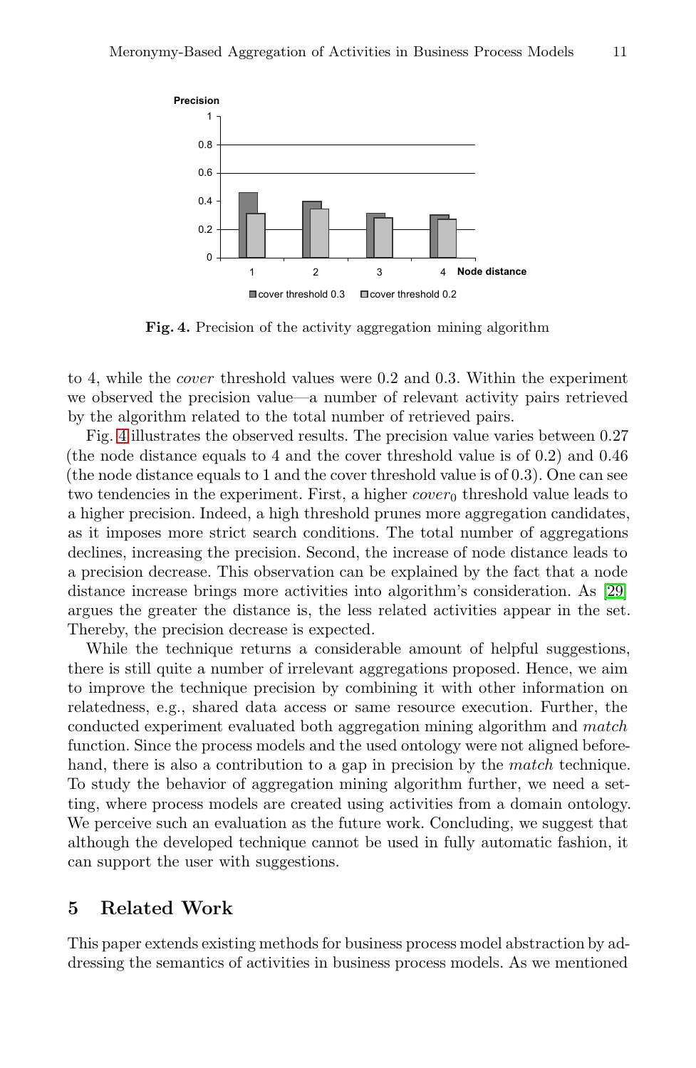**Fig. 4.** Precision of the activity aggregation mining algorithm

to 4, while the *cover* threshold values were 0.2 and 0.3. Within the experiment we observed the precision value—a number of relevant activity pairs retrieved by the algorithm related to the total number of retrieved pairs.

Fig. 4 illustrates the observed results. The precision value varies between 0.27 (the node distance equals to 4 and the cover threshold value is of 0.2) and 0.46 (the node distance equals to 1 and the cover threshold value is of 0.3). One can see two tendencies in the experiment. First, a higher $cover_0$ threshold value leads to a higher precision. Indeed, a high threshold prunes more aggregation candidates, as it imposes more strict search conditions. The total number of aggregations declines, increasing the precision. Second, the increase of node distance leads to a precision decrease. This observation can be explained by the fact that a node distance increase brings more activities into algorithm's consideration. As [29] argues the greater the distance is, the less related activities appear in the set. Thereby, the precision decrease is expected.

While the technique returns a considerable amount of helpful suggestions, there is still quite a number of irrelevant aggregations proposed. Hence, we aim to improve the technique precision by combining it with other information on relatedness, e.g., shared data access or same resource execution. Further, the conducted experiment evaluated both aggregation mining algorithm and *match* function. Since the process models and the used ontology were not aligned beforehand, there is also a contribution to a gap in precision by the *match* technique. To study the behavior of aggregation mining algorithm further, we need a setting, where process models are created using activities from a domain ontology. We perceive such an evaluation as the future work. Concluding, we suggest that although the developed technique cannot be used in fully automatic fashion, it can support the user with suggestions.

## 5 Related Work

This paper extends existing methods for business process model abstraction by addressing the semantics of activities in business process models. As we mentioned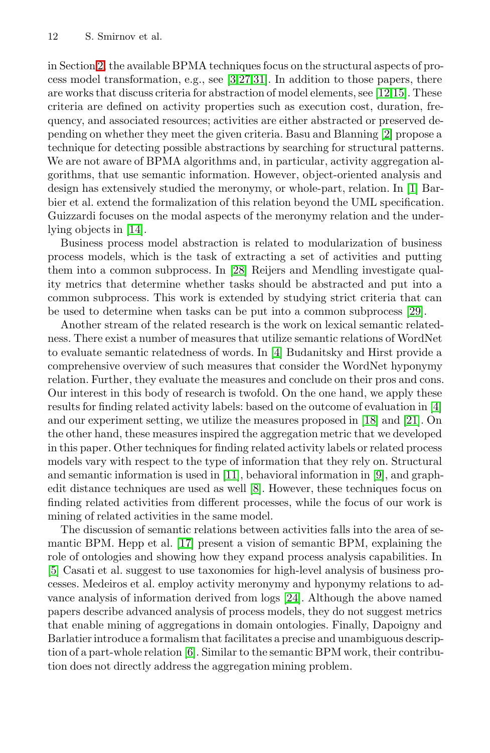in Section 2, the available BPMA techniques focus on the structural aspects of process model transformation, e.g., see [3,27,31]. In addition to those papers, there are works that discuss criteria for abstraction of model elements, see [12,15]. These criteria are defined on activity properties such as execution cost, duration, frequency, and associated resources; activities are either abstracted or preserved depending on whether they meet the given criteria. Basu and Blanning [2] propose a technique for detecting possible abstractions by searching for structural patterns. We are not aware of BPMA algorithms and, in particular, activity aggregation algorithms, that use semantic information. However, object-oriented analysis and design has extensively studied the meronymy, or whole-part, relation. In [1] Barbier et al. extend the formalization of this relation beyond the UML specification. Guizzardi focuses on the modal aspects of the meronymy relation and the underlying objects in [14].

Business process model abstraction is related to modularization of business process models, which is the task of extracting a set of activities and putting them into a common subprocess. In [28] Reijers and Mendling investigate quality metrics that determine whether tasks should be abstracted and put into a common subprocess. This work is extended by studying strict criteria that can be used to determine when tasks can be put into a common subprocess [29].

Another stream of the related research is the work on lexical semantic relatedness. There exist a number of measures that utilize semantic relations of WordNet to evaluate semantic relatedness of words. In [4] Budanitsky and Hirst provide a comprehensive overview of such measures that consider the WordNet hyponymy relation. Further, they evaluate the measures and conclude on their pros and cons. Our interest in this body of research is twofold. On the one hand, we apply these results for finding related activity labels: based on the outcome of evaluation in [4] and our experiment setting, we utilize the measures proposed in [18] and [21]. On the other hand, these measures inspired the aggregation metric that we developed in this paper. Other techniques for finding related activity labels or related process models vary with respect to the type of information that they rely on. Structural and semantic information is used in [11], behavioral information in [9], and graph-edit distance techniques are used as well [8]. However, these techniques focus on finding related activities from different processes, while the focus of our work is mining of related activities in the same model.

The discussion of semantic relations between activities falls into the area of semantic BPM. Hepp et al. [17] present a vision of semantic BPM, explaining the role of ontologies and showing how they expand process analysis capabilities. In [5] Casati et al. suggest to use taxonomies for high-level analysis of business processes. Medeiros et al. employ activity meronymy and hyponymy relations to advance analysis of information derived from logs [24]. Although the above named papers describe advanced analysis of process models, they do not suggest metrics that enable mining of aggregations in domain ontologies. Finally, Dapoigny and Barlatier introduce a formalism that facilitates a precise and unambiguous description of a part-whole relation [6]. Similar to the semantic BPM work, their contribution does not directly address the aggregation mining problem.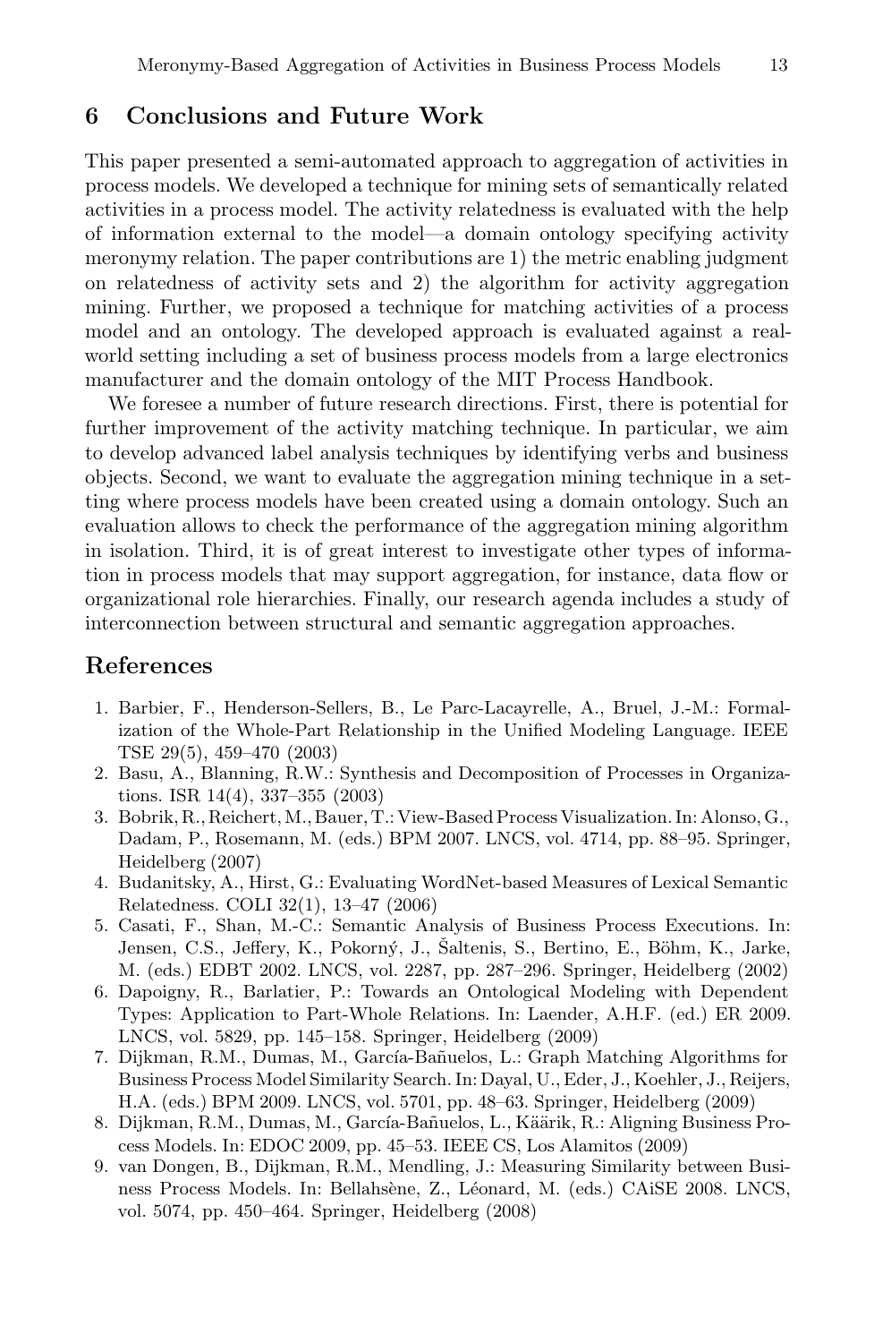## 6 Conclusions and Future Work

This paper presented a semi-automated approach to aggregation of activities in process models. We developed a technique for mining sets of semantically related activities in a process model. The activity relatedness is evaluated with the help of information external to the model—a domain ontology specifying activity meronymy relation. The paper contributions are 1) the metric enabling judgment on relatedness of activity sets and 2) the algorithm for activity aggregation mining. Further, we proposed a technique for matching activities of a process model and an ontology. The developed approach is evaluated against a real-world setting including a set of business process models from a large electronics manufacturer and the domain ontology of the MIT Process Handbook.

We foresee a number of future research directions. First, there is potential for further improvement of the activity matching technique. In particular, we aim to develop advanced label analysis techniques by identifying verbs and business objects. Second, we want to evaluate the aggregation mining technique in a setting where process models have been created using a domain ontology. Such an evaluation allows to check the performance of the aggregation mining algorithm in isolation. Third, it is of great interest to investigate other types of information in process models that may support aggregation, for instance, data flow or organizational role hierarchies. Finally, our research agenda includes a study of interconnection between structural and semantic aggregation approaches.

## References

1. Barbier, F., Henderson-Sellers, B., Le Parc-Lacayrelle, A., Bruel, J.-M.: Formalization of the Whole-Part Relationship in the Unified Modeling Language. IEEE TSE 29(5), 459–470 (2003)
2. Basu, A., Blanning, R.W.: Synthesis and Decomposition of Processes in Organizations. ISR 14(4), 337–355 (2003)
3. Bobrik, R., Reichert, M., Bauer, T.: View-Based Process Visualization. In: Alonso, G., Dadam, P., Rosemann, M. (eds.) BPM 2007. LNCS, vol. 4714, pp. 88–95. Springer, Heidelberg (2007)
4. Budanitsky, A., Hirst, G.: Evaluating WordNet-based Measures of Lexical Semantic Relatedness. COLI 32(1), 13–47 (2006)
5. Casati, F., Shan, M.-C.: Semantic Analysis of Business Process Executions. In: Jensen, C.S., Jeffery, K., Pokorný, J., Šaltenis, S., Bertino, E., Böhm, K., Jarke, M. (eds.) EDBT 2002. LNCS, vol. 2287, pp. 287–296. Springer, Heidelberg (2002)
6. Dapoigny, R., Barlatier, P.: Towards an Ontological Modeling with Dependent Types: Application to Part-Whole Relations. In: Laender, A.H.F. (ed.) ER 2009. LNCS, vol. 5829, pp. 145–158. Springer, Heidelberg (2009)
7. Dijkman, R.M., Dumas, M., García-Bañuelos, L.: Graph Matching Algorithms for Business Process Model Similarity Search. In: Dayal, U., Eder, J., Koehler, J., Reijers, H.A. (eds.) BPM 2009. LNCS, vol. 5701, pp. 48–63. Springer, Heidelberg (2009)
8. Dijkman, R.M., Dumas, M., García-Bañuelos, L., Käärik, R.: Aligning Business Process Models. In: EDOC 2009, pp. 45–53. IEEE CS, Los Alamitos (2009)
9. van Dongen, B., Dijkman, R.M., Mendling, J.: Measuring Similarity between Business Process Models. In: Bellahsène, Z., Léonard, M. (eds.) CAiSE 2008. LNCS, vol. 5074, pp. 450–464. Springer, Heidelberg (2008)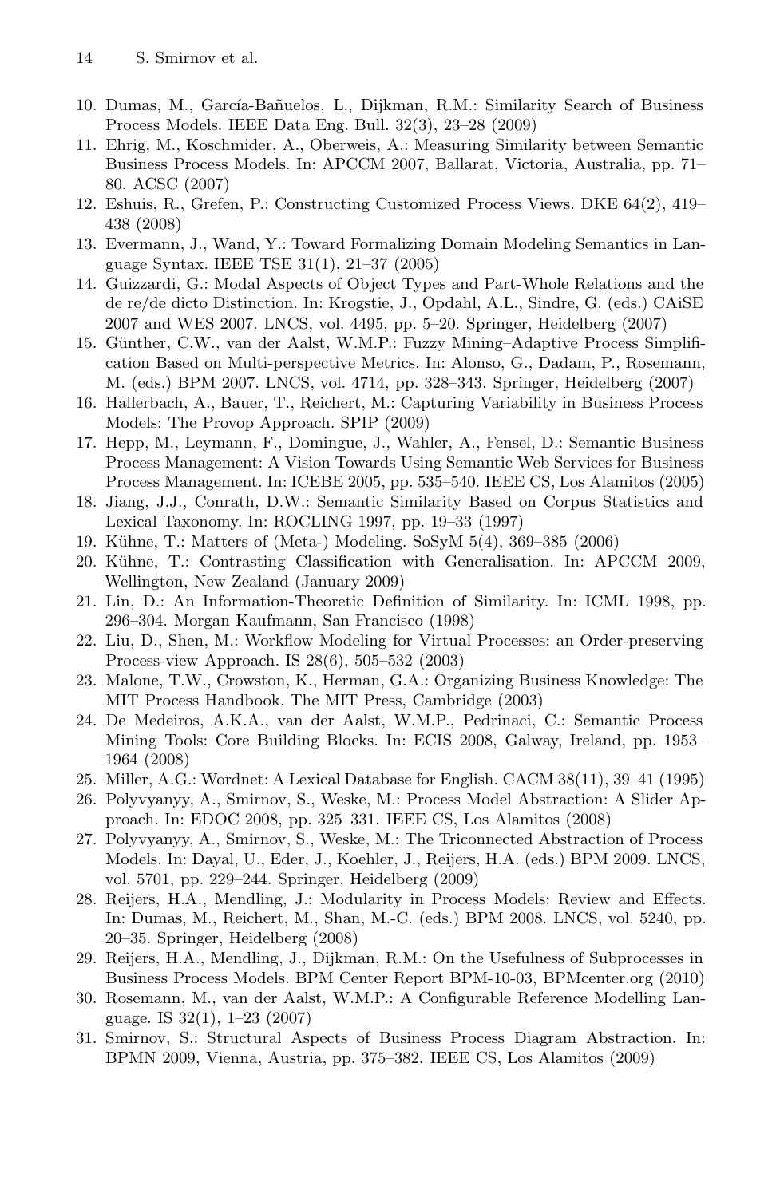10. Dumas, M., García-Bañuelos, L., Dijkman, R.M.: Similarity Search of Business Process Models. IEEE Data Eng. Bull. 32(3), 23–28 (2009)
11. Ehrig, M., Koschmider, A., Oberweis, A.: Measuring Similarity between Semantic Business Process Models. In: APCCM 2007, Ballarat, Victoria, Australia, pp. 71–80. ACSC (2007)
12. Eshuis, R., Grefen, P.: Constructing Customized Process Views. DKE 64(2), 419–438 (2008)
13. Evermann, J., Wand, Y.: Toward Formalizing Domain Modeling Semantics in Language Syntax. IEEE TSE 31(1), 21–37 (2005)
14. Guizzardi, G.: Modal Aspects of Object Types and Part-Whole Relations and the de re/de dicto Distinction. In: Krogstie, J., Opdahl, A.L., Sindre, G. (eds.) CAiSE 2007 and WES 2007. LNCS, vol. 4495, pp. 5–20. Springer, Heidelberg (2007)
15. Günther, C.W., van der Aalst, W.M.P.: Fuzzy Mining–Adaptive Process Simplification Based on Multi-perspective Metrics. In: Alonso, G., Dadam, P., Rosemann, M. (eds.) BPM 2007. LNCS, vol. 4714, pp. 328–343. Springer, Heidelberg (2007)
16. Hallerbach, A., Bauer, T., Reichert, M.: Capturing Variability in Business Process Models: The Provop Approach. SPIP (2009)
17. Hepp, M., Leymann, F., Domingue, J., Wahler, A., Fensel, D.: Semantic Business Process Management: A Vision Towards Using Semantic Web Services for Business Process Management. In: ICEBE 2005, pp. 535–540. IEEE CS, Los Alamitos (2005)
18. Jiang, J.J., Conrath, D.W.: Semantic Similarity Based on Corpus Statistics and Lexical Taxonomy. In: ROCLING 1997, pp. 19–33 (1997)
19. Kühne, T.: Matters of (Meta-) Modeling. SoSyM 5(4), 369–385 (2006)
20. Kühne, T.: Contrasting Classification with Generalisation. In: APCCM 2009, Wellington, New Zealand (January 2009)
21. Lin, D.: An Information-Theoretic Definition of Similarity. In: ICML 1998, pp. 296–304. Morgan Kaufmann, San Francisco (1998)
22. Liu, D., Shen, M.: Workflow Modeling for Virtual Processes: an Order-preserving Process-view Approach. IS 28(6), 505–532 (2003)
23. Malone, T.W., Crowston, K., Herman, G.A.: Organizing Business Knowledge: The MIT Process Handbook. The MIT Press, Cambridge (2003)
24. De Medeiros, A.K.A., van der Aalst, W.M.P., Pedrinaci, C.: Semantic Process Mining Tools: Core Building Blocks. In: ECIS 2008, Galway, Ireland, pp. 1953–1964 (2008)
25. Miller, A.G.: Wordnet: A Lexical Database for English. CACM 38(11), 39–41 (1995)
26. Polyvyanyy, A., Smirnov, S., Weske, M.: Process Model Abstraction: A Slider Approach. In: EDOC 2008, pp. 325–331. IEEE CS, Los Alamitos (2008)
27. Polyvyanyy, A., Smirnov, S., Weske, M.: The Triconnected Abstraction of Process Models. In: Dayal, U., Eder, J., Koehler, J., Reijers, H.A. (eds.) BPM 2009. LNCS, vol. 5701, pp. 229–244. Springer, Heidelberg (2009)
28. Reijers, H.A., Mendling, J.: Modularity in Process Models: Review and Effects. In: Dumas, M., Reichert, M., Shan, M.-C. (eds.) BPM 2008. LNCS, vol. 5240, pp. 20–35. Springer, Heidelberg (2008)
29. Reijers, H.A., Mendling, J., Dijkman, R.M.: On the Usefulness of Subprocesses in Business Process Models. BPM Center Report BPM-10-03, BPMcenter.org (2010)
30. Rosemann, M., van der Aalst, W.M.P.: A Configurable Reference Modelling Language. IS 32(1), 1–23 (2007)
31. Smirnov, S.: Structural Aspects of Business Process Diagram Abstraction. In: BPMN 2009, Vienna, Austria, pp. 375–382. IEEE CS, Los Alamitos (2009)